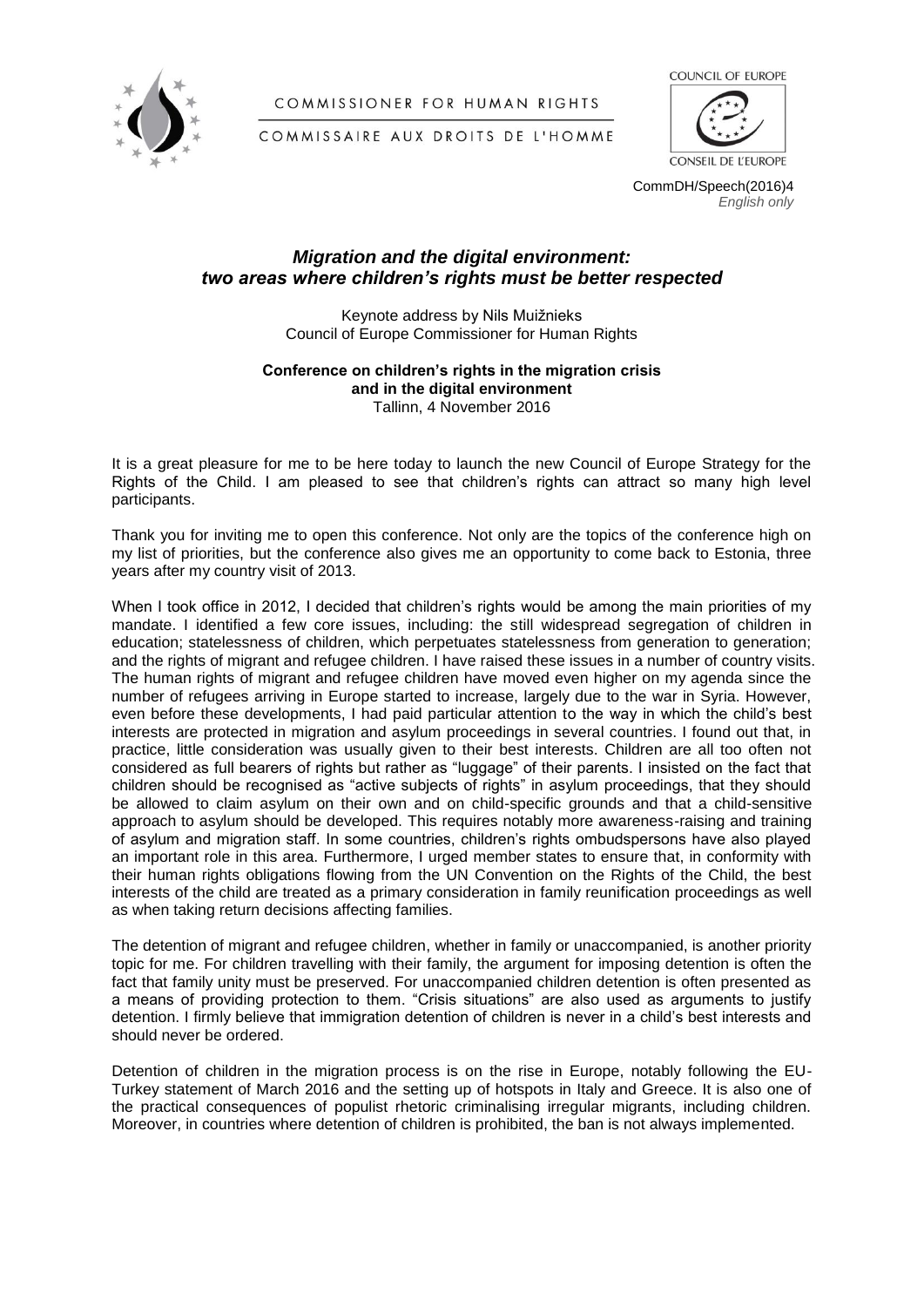COMMISSIONER FOR HUMAN RIGHTS

COMMISSAIRE AUX DROITS DE L'HOMME

COUNCIL OF EUROPE

CONSEIL DE L'EUROPE

CommDH/Speech(2016)4
*English only*

# *Migration and the digital environment: two areas where children's rights must be better respected*

Keynote address by Nils Muižnieks
Council of Europe Commissioner for Human Rights

**Conference on children's rights in the migration crisis and in the digital environment**
Tallinn, 4 November 2016

It is a great pleasure for me to be here today to launch the new Council of Europe Strategy for the Rights of the Child. I am pleased to see that children's rights can attract so many high level participants.

Thank you for inviting me to open this conference. Not only are the topics of the conference high on my list of priorities, but the conference also gives me an opportunity to come back to Estonia, three years after my country visit of 2013.

When I took office in 2012, I decided that children's rights would be among the main priorities of my mandate. I identified a few core issues, including: the still widespread segregation of children in education; statelessness of children, which perpetuates statelessness from generation to generation; and the rights of migrant and refugee children. I have raised these issues in a number of country visits. The human rights of migrant and refugee children have moved even higher on my agenda since the number of refugees arriving in Europe started to increase, largely due to the war in Syria. However, even before these developments, I had paid particular attention to the way in which the child's best interests are protected in migration and asylum proceedings in several countries. I found out that, in practice, little consideration was usually given to their best interests. Children are all too often not considered as full bearers of rights but rather as "luggage" of their parents. I insisted on the fact that children should be recognised as "active subjects of rights" in asylum proceedings, that they should be allowed to claim asylum on their own and on child-specific grounds and that a child-sensitive approach to asylum should be developed. This requires notably more awareness-raising and training of asylum and migration staff. In some countries, children's rights ombudspersons have also played an important role in this area. Furthermore, I urged member states to ensure that, in conformity with their human rights obligations flowing from the UN Convention on the Rights of the Child, the best interests of the child are treated as a primary consideration in family reunification proceedings as well as when taking return decisions affecting families.

The detention of migrant and refugee children, whether in family or unaccompanied, is another priority topic for me. For children travelling with their family, the argument for imposing detention is often the fact that family unity must be preserved. For unaccompanied children detention is often presented as a means of providing protection to them. "Crisis situations" are also used as arguments to justify detention. I firmly believe that immigration detention of children is never in a child's best interests and should never be ordered.

Detention of children in the migration process is on the rise in Europe, notably following the EU-Turkey statement of March 2016 and the setting up of hotspots in Italy and Greece. It is also one of the practical consequences of populist rhetoric criminalising irregular migrants, including children. Moreover, in countries where detention of children is prohibited, the ban is not always implemented.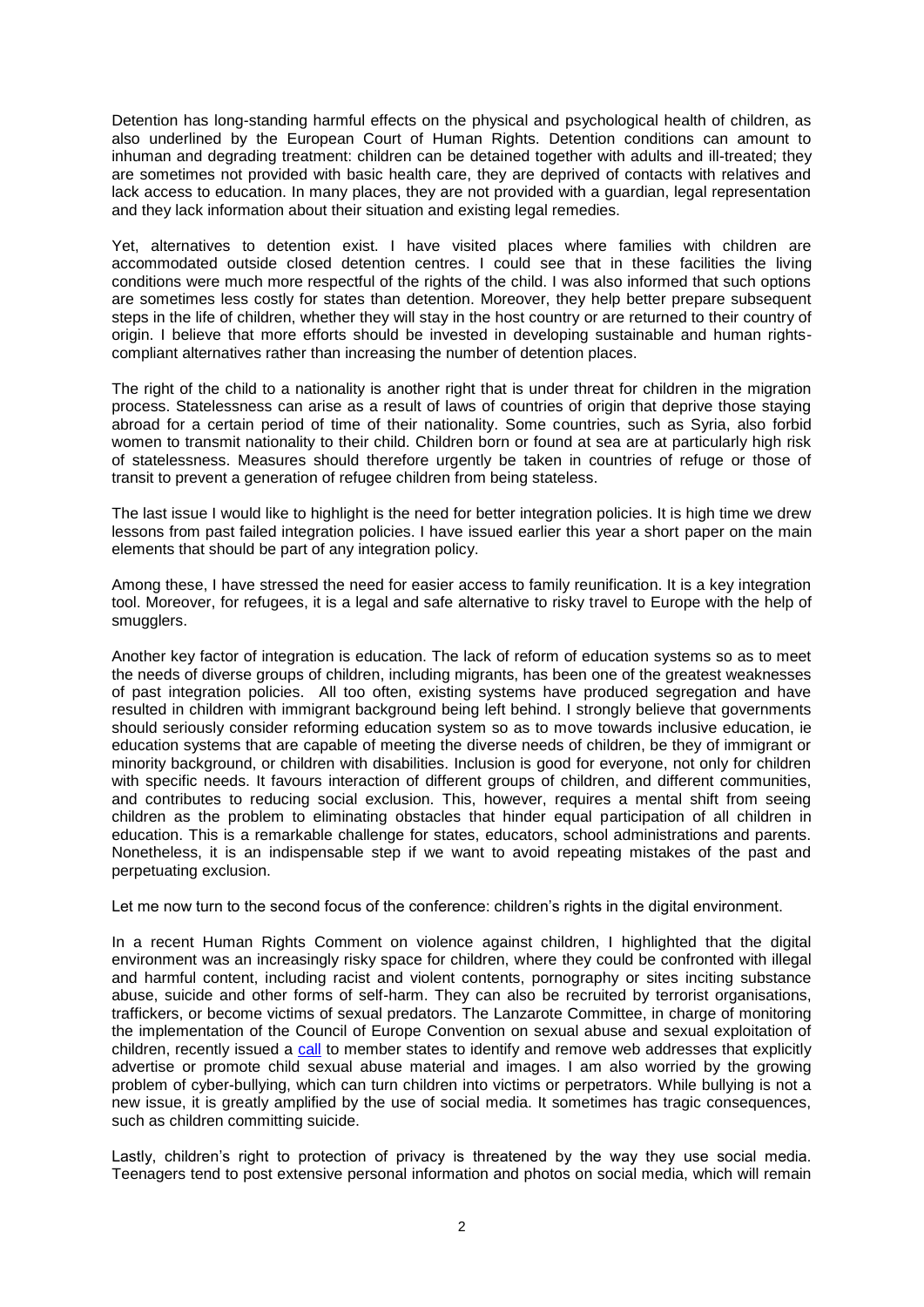Detention has long-standing harmful effects on the physical and psychological health of children, as also underlined by the European Court of Human Rights. Detention conditions can amount to inhuman and degrading treatment: children can be detained together with adults and ill-treated; they are sometimes not provided with basic health care, they are deprived of contacts with relatives and lack access to education. In many places, they are not provided with a guardian, legal representation and they lack information about their situation and existing legal remedies.

Yet, alternatives to detention exist. I have visited places where families with children are accommodated outside closed detention centres. I could see that in these facilities the living conditions were much more respectful of the rights of the child. I was also informed that such options are sometimes less costly for states than detention. Moreover, they help better prepare subsequent steps in the life of children, whether they will stay in the host country or are returned to their country of origin. I believe that more efforts should be invested in developing sustainable and human rights-compliant alternatives rather than increasing the number of detention places.

The right of the child to a nationality is another right that is under threat for children in the migration process. Statelessness can arise as a result of laws of countries of origin that deprive those staying abroad for a certain period of time of their nationality. Some countries, such as Syria, also forbid women to transmit nationality to their child. Children born or found at sea are at particularly high risk of statelessness. Measures should therefore urgently be taken in countries of refuge or those of transit to prevent a generation of refugee children from being stateless.

The last issue I would like to highlight is the need for better integration policies. It is high time we drew lessons from past failed integration policies. I have issued earlier this year a short paper on the main elements that should be part of any integration policy.

Among these, I have stressed the need for easier access to family reunification. It is a key integration tool. Moreover, for refugees, it is a legal and safe alternative to risky travel to Europe with the help of smugglers.

Another key factor of integration is education. The lack of reform of education systems so as to meet the needs of diverse groups of children, including migrants, has been one of the greatest weaknesses of past integration policies. All too often, existing systems have produced segregation and have resulted in children with immigrant background being left behind. I strongly believe that governments should seriously consider reforming education system so as to move towards inclusive education, ie education systems that are capable of meeting the diverse needs of children, be they of immigrant or minority background, or children with disabilities. Inclusion is good for everyone, not only for children with specific needs. It favours interaction of different groups of children, and different communities, and contributes to reducing social exclusion. This, however, requires a mental shift from seeing children as the problem to eliminating obstacles that hinder equal participation of all children in education. This is a remarkable challenge for states, educators, school administrations and parents. Nonetheless, it is an indispensable step if we want to avoid repeating mistakes of the past and perpetuating exclusion.

Let me now turn to the second focus of the conference: children's rights in the digital environment.

In a recent Human Rights Comment on violence against children, I highlighted that the digital environment was an increasingly risky space for children, where they could be confronted with illegal and harmful content, including racist and violent contents, pornography or sites inciting substance abuse, suicide and other forms of self-harm. They can also be recruited by terrorist organisations, traffickers, or become victims of sexual predators. The Lanzarote Committee, in charge of monitoring the implementation of the Council of Europe Convention on sexual abuse and sexual exploitation of children, recently issued a call to member states to identify and remove web addresses that explicitly advertise or promote child sexual abuse material and images. I am also worried by the growing problem of cyber-bullying, which can turn children into victims or perpetrators. While bullying is not a new issue, it is greatly amplified by the use of social media. It sometimes has tragic consequences, such as children committing suicide.

Lastly, children's right to protection of privacy is threatened by the way they use social media. Teenagers tend to post extensive personal information and photos on social media, which will remain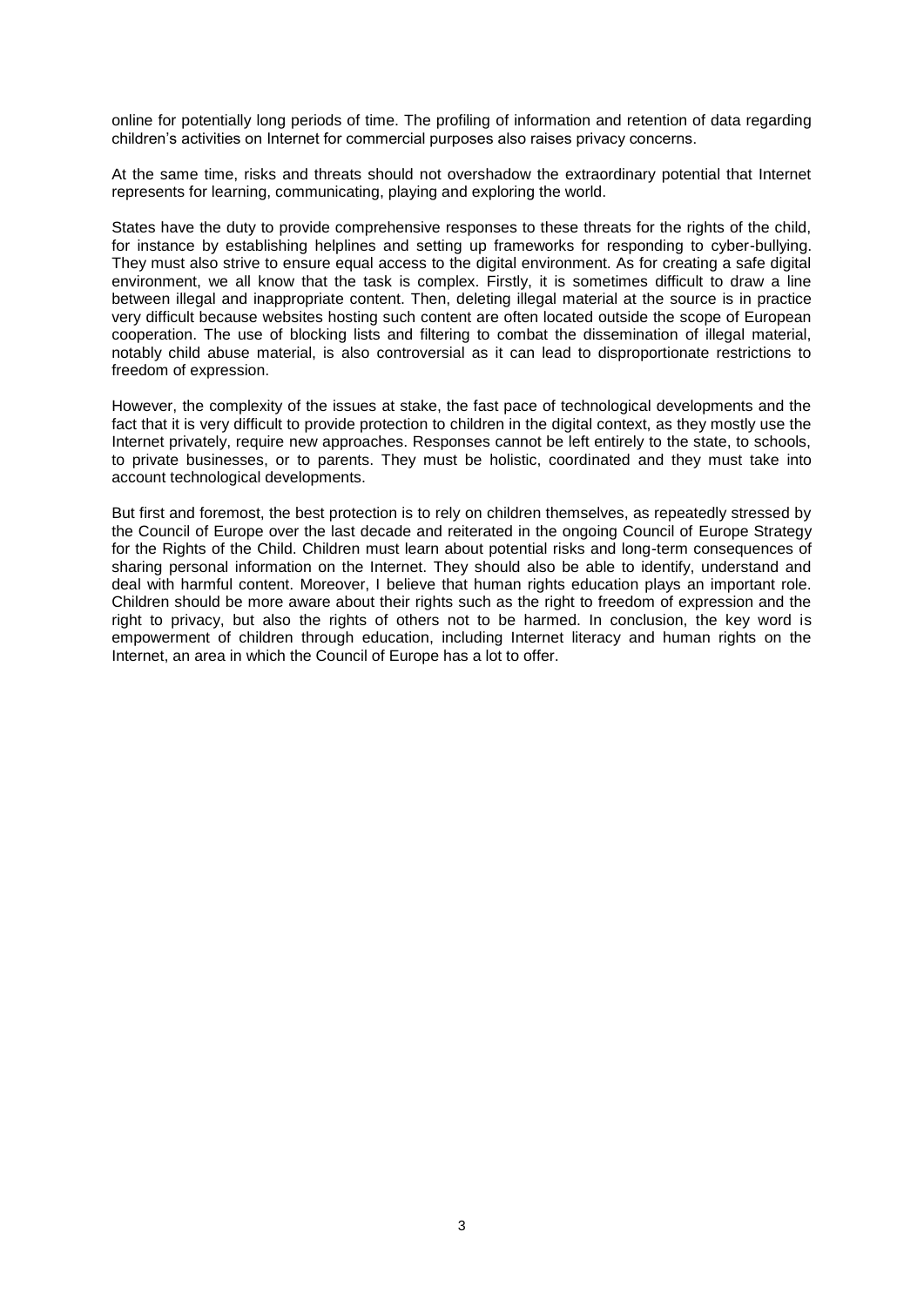online for potentially long periods of time. The profiling of information and retention of data regarding children's activities on Internet for commercial purposes also raises privacy concerns.

At the same time, risks and threats should not overshadow the extraordinary potential that Internet represents for learning, communicating, playing and exploring the world.

States have the duty to provide comprehensive responses to these threats for the rights of the child, for instance by establishing helplines and setting up frameworks for responding to cyber-bullying. They must also strive to ensure equal access to the digital environment. As for creating a safe digital environment, we all know that the task is complex. Firstly, it is sometimes difficult to draw a line between illegal and inappropriate content. Then, deleting illegal material at the source is in practice very difficult because websites hosting such content are often located outside the scope of European cooperation. The use of blocking lists and filtering to combat the dissemination of illegal material, notably child abuse material, is also controversial as it can lead to disproportionate restrictions to freedom of expression.

However, the complexity of the issues at stake, the fast pace of technological developments and the fact that it is very difficult to provide protection to children in the digital context, as they mostly use the Internet privately, require new approaches. Responses cannot be left entirely to the state, to schools, to private businesses, or to parents. They must be holistic, coordinated and they must take into account technological developments.

But first and foremost, the best protection is to rely on children themselves, as repeatedly stressed by the Council of Europe over the last decade and reiterated in the ongoing Council of Europe Strategy for the Rights of the Child. Children must learn about potential risks and long-term consequences of sharing personal information on the Internet. They should also be able to identify, understand and deal with harmful content. Moreover, I believe that human rights education plays an important role. Children should be more aware about their rights such as the right to freedom of expression and the right to privacy, but also the rights of others not to be harmed. In conclusion, the key word is empowerment of children through education, including Internet literacy and human rights on the Internet, an area in which the Council of Europe has a lot to offer.